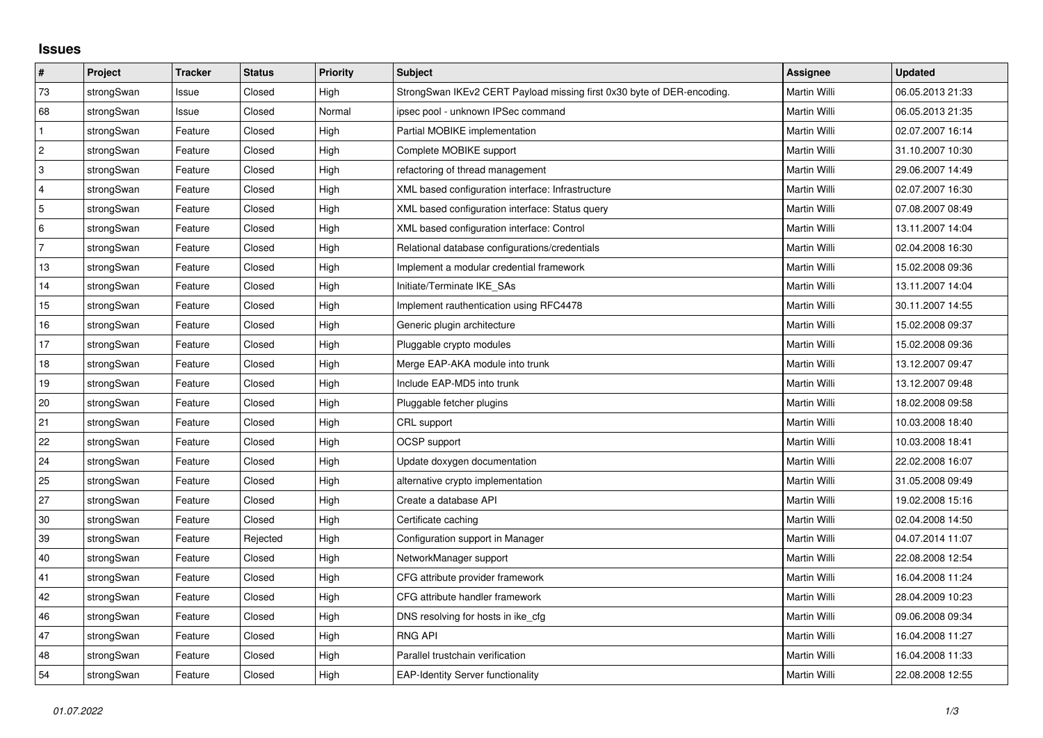## Issues

| # | Project | Tracker | Status | Priority | Subject | Assignee | Updated |
|---|---|---|---|---|---|---|---|
| 73 | strongSwan | Issue | Closed | High | StrongSwan IKEv2 CERT Payload missing first 0x30 byte of DER-encoding. | Martin Willi | 06.05.2013 21:33 |
| 68 | strongSwan | Issue | Closed | Normal | ipsec pool - unknown IPSec command | Martin Willi | 06.05.2013 21:35 |
| 1 | strongSwan | Feature | Closed | High | Partial MOBIKE implementation | Martin Willi | 02.07.2007 16:14 |
| 2 | strongSwan | Feature | Closed | High | Complete MOBIKE support | Martin Willi | 31.10.2007 10:30 |
| 3 | strongSwan | Feature | Closed | High | refactoring of thread management | Martin Willi | 29.06.2007 14:49 |
| 4 | strongSwan | Feature | Closed | High | XML based configuration interface: Infrastructure | Martin Willi | 02.07.2007 16:30 |
| 5 | strongSwan | Feature | Closed | High | XML based configuration interface: Status query | Martin Willi | 07.08.2007 08:49 |
| 6 | strongSwan | Feature | Closed | High | XML based configuration interface: Control | Martin Willi | 13.11.2007 14:04 |
| 7 | strongSwan | Feature | Closed | High | Relational database configurations/credentials | Martin Willi | 02.04.2008 16:30 |
| 13 | strongSwan | Feature | Closed | High | Implement a modular credential framework | Martin Willi | 15.02.2008 09:36 |
| 14 | strongSwan | Feature | Closed | High | Initiate/Terminate IKE_SAs | Martin Willi | 13.11.2007 14:04 |
| 15 | strongSwan | Feature | Closed | High | Implement rauthentication using RFC4478 | Martin Willi | 30.11.2007 14:55 |
| 16 | strongSwan | Feature | Closed | High | Generic plugin architecture | Martin Willi | 15.02.2008 09:37 |
| 17 | strongSwan | Feature | Closed | High | Pluggable crypto modules | Martin Willi | 15.02.2008 09:36 |
| 18 | strongSwan | Feature | Closed | High | Merge EAP-AKA module into trunk | Martin Willi | 13.12.2007 09:47 |
| 19 | strongSwan | Feature | Closed | High | Include EAP-MD5 into trunk | Martin Willi | 13.12.2007 09:48 |
| 20 | strongSwan | Feature | Closed | High | Pluggable fetcher plugins | Martin Willi | 18.02.2008 09:58 |
| 21 | strongSwan | Feature | Closed | High | CRL support | Martin Willi | 10.03.2008 18:40 |
| 22 | strongSwan | Feature | Closed | High | OCSP support | Martin Willi | 10.03.2008 18:41 |
| 24 | strongSwan | Feature | Closed | High | Update doxygen documentation | Martin Willi | 22.02.2008 16:07 |
| 25 | strongSwan | Feature | Closed | High | alternative crypto implementation | Martin Willi | 31.05.2008 09:49 |
| 27 | strongSwan | Feature | Closed | High | Create a database API | Martin Willi | 19.02.2008 15:16 |
| 30 | strongSwan | Feature | Closed | High | Certificate caching | Martin Willi | 02.04.2008 14:50 |
| 39 | strongSwan | Feature | Rejected | High | Configuration support in Manager | Martin Willi | 04.07.2014 11:07 |
| 40 | strongSwan | Feature | Closed | High | NetworkManager support | Martin Willi | 22.08.2008 12:54 |
| 41 | strongSwan | Feature | Closed | High | CFG attribute provider framework | Martin Willi | 16.04.2008 11:24 |
| 42 | strongSwan | Feature | Closed | High | CFG attribute handler framework | Martin Willi | 28.04.2009 10:23 |
| 46 | strongSwan | Feature | Closed | High | DNS resolving for hosts in ike_cfg | Martin Willi | 09.06.2008 09:34 |
| 47 | strongSwan | Feature | Closed | High | RNG API | Martin Willi | 16.04.2008 11:27 |
| 48 | strongSwan | Feature | Closed | High | Parallel trustchain verification | Martin Willi | 16.04.2008 11:33 |
| 54 | strongSwan | Feature | Closed | High | EAP-Identity Server functionality | Martin Willi | 22.08.2008 12:55 |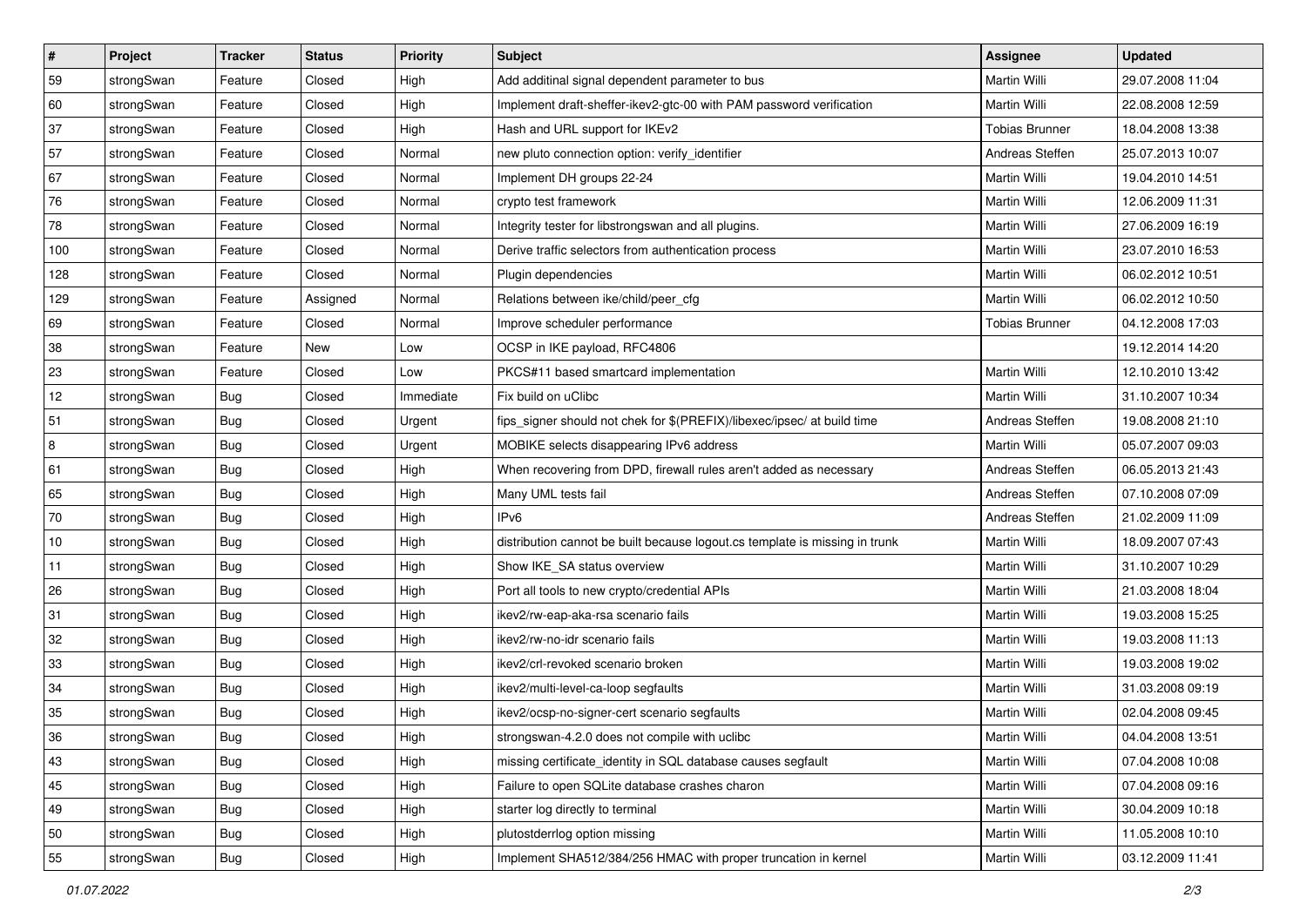| # | Project | Tracker | Status | Priority | Subject | Assignee | Updated |
|---|---|---|---|---|---|---|---|
| 59 | strongSwan | Feature | Closed | High | Add additinal signal dependent parameter to bus | Martin Willi | 29.07.2008 11:04 |
| 60 | strongSwan | Feature | Closed | High | Implement draft-sheffer-ikev2-gtc-00 with PAM password verification | Martin Willi | 22.08.2008 12:59 |
| 37 | strongSwan | Feature | Closed | High | Hash and URL support for IKEv2 | Tobias Brunner | 18.04.2008 13:38 |
| 57 | strongSwan | Feature | Closed | Normal | new pluto connection option: verify_identifier | Andreas Steffen | 25.07.2013 10:07 |
| 67 | strongSwan | Feature | Closed | Normal | Implement DH groups 22-24 | Martin Willi | 19.04.2010 14:51 |
| 76 | strongSwan | Feature | Closed | Normal | crypto test framework | Martin Willi | 12.06.2009 11:31 |
| 78 | strongSwan | Feature | Closed | Normal | Integrity tester for libstrongswan and all plugins. | Martin Willi | 27.06.2009 16:19 |
| 100 | strongSwan | Feature | Closed | Normal | Derive traffic selectors from authentication process | Martin Willi | 23.07.2010 16:53 |
| 128 | strongSwan | Feature | Closed | Normal | Plugin dependencies | Martin Willi | 06.02.2012 10:51 |
| 129 | strongSwan | Feature | Assigned | Normal | Relations between ike/child/peer_cfg | Martin Willi | 06.02.2012 10:50 |
| 69 | strongSwan | Feature | Closed | Normal | Improve scheduler performance | Tobias Brunner | 04.12.2008 17:03 |
| 38 | strongSwan | Feature | New | Low | OCSP in IKE payload, RFC4806 | | 19.12.2014 14:20 |
| 23 | strongSwan | Feature | Closed | Low | PKCS#11 based smartcard implementation | Martin Willi | 12.10.2010 13:42 |
| 12 | strongSwan | Bug | Closed | Immediate | Fix build on uClibc | Martin Willi | 31.10.2007 10:34 |
| 51 | strongSwan | Bug | Closed | Urgent | fips_signer should not chek for $(PREFIX)/libexec/ipsec/ at build time | Andreas Steffen | 19.08.2008 21:10 |
| 8 | strongSwan | Bug | Closed | Urgent | MOBIKE selects disappearing IPv6 address | Martin Willi | 05.07.2007 09:03 |
| 61 | strongSwan | Bug | Closed | High | When recovering from DPD, firewall rules aren't added as necessary | Andreas Steffen | 06.05.2013 21:43 |
| 65 | strongSwan | Bug | Closed | High | Many UML tests fail | Andreas Steffen | 07.10.2008 07:09 |
| 70 | strongSwan | Bug | Closed | High | IPv6 | Andreas Steffen | 21.02.2009 11:09 |
| 10 | strongSwan | Bug | Closed | High | distribution cannot be built because logout.cs template is missing in trunk | Martin Willi | 18.09.2007 07:43 |
| 11 | strongSwan | Bug | Closed | High | Show IKE_SA status overview | Martin Willi | 31.10.2007 10:29 |
| 26 | strongSwan | Bug | Closed | High | Port all tools to new crypto/credential APIs | Martin Willi | 21.03.2008 18:04 |
| 31 | strongSwan | Bug | Closed | High | ikev2/rw-eap-aka-rsa scenario fails | Martin Willi | 19.03.2008 15:25 |
| 32 | strongSwan | Bug | Closed | High | ikev2/rw-no-idr scenario fails | Martin Willi | 19.03.2008 11:13 |
| 33 | strongSwan | Bug | Closed | High | ikev2/crl-revoked scenario broken | Martin Willi | 19.03.2008 19:02 |
| 34 | strongSwan | Bug | Closed | High | ikev2/multi-level-ca-loop segfaults | Martin Willi | 31.03.2008 09:19 |
| 35 | strongSwan | Bug | Closed | High | ikev2/ocsp-no-signer-cert scenario segfaults | Martin Willi | 02.04.2008 09:45 |
| 36 | strongSwan | Bug | Closed | High | strongswan-4.2.0 does not compile with uclibc | Martin Willi | 04.04.2008 13:51 |
| 43 | strongSwan | Bug | Closed | High | missing certificate_identity in SQL database causes segfault | Martin Willi | 07.04.2008 10:08 |
| 45 | strongSwan | Bug | Closed | High | Failure to open SQLite database crashes charon | Martin Willi | 07.04.2008 09:16 |
| 49 | strongSwan | Bug | Closed | High | starter log directly to terminal | Martin Willi | 30.04.2009 10:18 |
| 50 | strongSwan | Bug | Closed | High | plutostderrlog option missing | Martin Willi | 11.05.2008 10:10 |
| 55 | strongSwan | Bug | Closed | High | Implement SHA512/384/256 HMAC with proper truncation in kernel | Martin Willi | 03.12.2009 11:41 |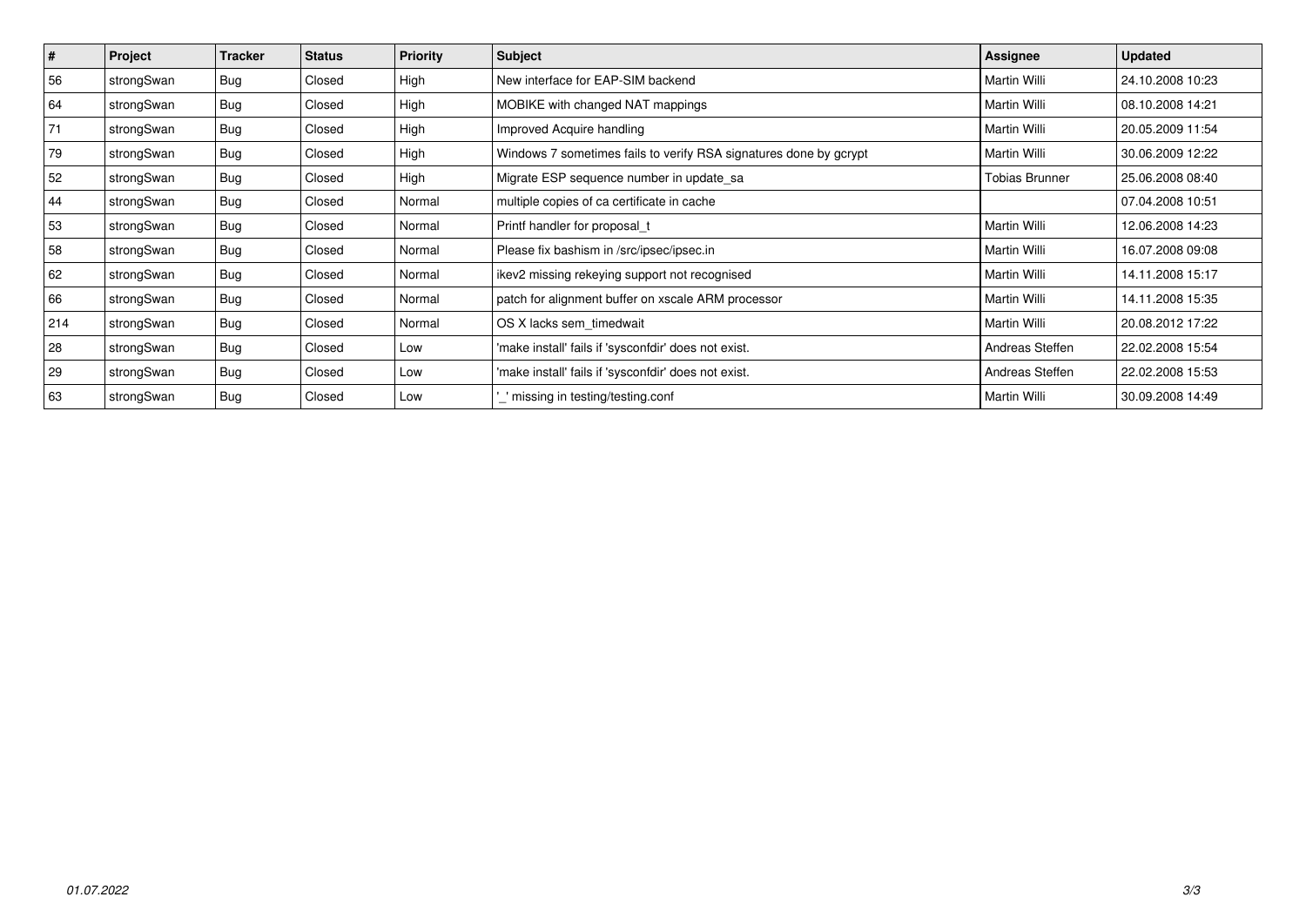| # | Project | Tracker | Status | Priority | Subject | Assignee | Updated |
|---|---|---|---|---|---|---|---|
| 56 | strongSwan | Bug | Closed | High | New interface for EAP-SIM backend | Martin Willi | 24.10.2008 10:23 |
| 64 | strongSwan | Bug | Closed | High | MOBIKE with changed NAT mappings | Martin Willi | 08.10.2008 14:21 |
| 71 | strongSwan | Bug | Closed | High | Improved Acquire handling | Martin Willi | 20.05.2009 11:54 |
| 79 | strongSwan | Bug | Closed | High | Windows 7 sometimes fails to verify RSA signatures done by gcrypt | Martin Willi | 30.06.2009 12:22 |
| 52 | strongSwan | Bug | Closed | High | Migrate ESP sequence number in update_sa | Tobias Brunner | 25.06.2008 08:40 |
| 44 | strongSwan | Bug | Closed | Normal | multiple copies of ca certificate in cache | | 07.04.2008 10:51 |
| 53 | strongSwan | Bug | Closed | Normal | Printf handler for proposal_t | Martin Willi | 12.06.2008 14:23 |
| 58 | strongSwan | Bug | Closed | Normal | Please fix bashism in /src/ipsec/ipsec.in | Martin Willi | 16.07.2008 09:08 |
| 62 | strongSwan | Bug | Closed | Normal | ikev2 missing rekeying support not recognised | Martin Willi | 14.11.2008 15:17 |
| 66 | strongSwan | Bug | Closed | Normal | patch for alignment buffer on xscale ARM processor | Martin Willi | 14.11.2008 15:35 |
| 214 | strongSwan | Bug | Closed | Normal | OS X lacks sem_timedwait | Martin Willi | 20.08.2012 17:22 |
| 28 | strongSwan | Bug | Closed | Low | 'make install' fails if 'sysconfdir' does not exist. | Andreas Steffen | 22.02.2008 15:54 |
| 29 | strongSwan | Bug | Closed | Low | 'make install' fails if 'sysconfdir' does not exist. | Andreas Steffen | 22.02.2008 15:53 |
| 63 | strongSwan | Bug | Closed | Low | '_' missing in testing/testing.conf | Martin Willi | 30.09.2008 14:49 |

*01.07.2022*